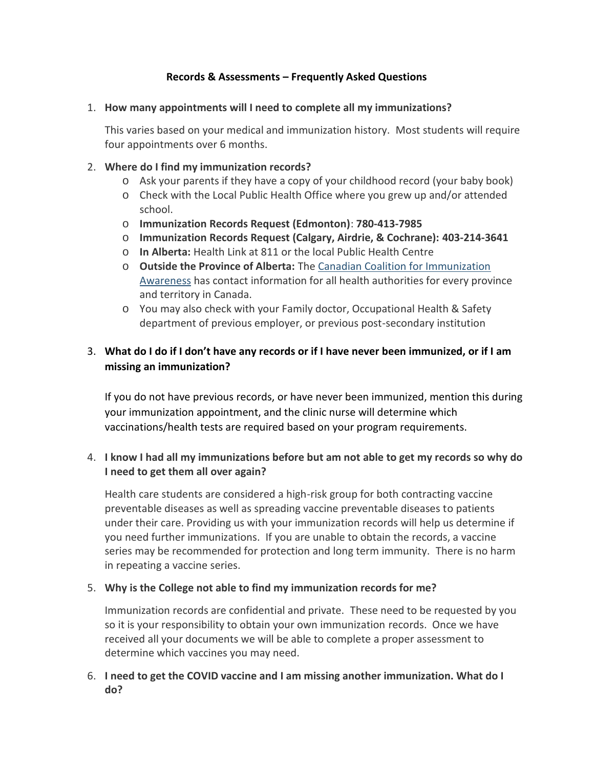# Records & Assessments – Frequently Asked Questions

1. **How many appointments will I need to complete all my immunizations?**

   This varies based on your medical and immunization history. Most students will require four appointments over 6 months.

2. **Where do I find my immunization records?**
   - Ask your parents if they have a copy of your childhood record (your baby book)
   - Check with the Local Public Health Office where you grew up and/or attended school.
   - **Immunization Records Request (Edmonton)**: **780-413-7985**
   - **Immunization Records Request (Calgary, Airdrie, & Cochrane): 403-214-3641**
   - **In Alberta:** Health Link at 811 or the local Public Health Centre
   - **Outside the Province of Alberta:** The Canadian Coalition for Immunization Awareness has contact information for all health authorities for every province and territory in Canada.
   - You may also check with your Family doctor, Occupational Health & Safety department of previous employer, or previous post-secondary institution

3. **What do I do if I don't have any records or if I have never been immunized, or if I am missing an immunization?**

   If you do not have previous records, or have never been immunized, mention this during your immunization appointment, and the clinic nurse will determine which vaccinations/health tests are required based on your program requirements.

4. **I know I had all my immunizations before but am not able to get my records so why do I need to get them all over again?**

   Health care students are considered a high-risk group for both contracting vaccine preventable diseases as well as spreading vaccine preventable diseases to patients under their care. Providing us with your immunization records will help us determine if you need further immunizations. If you are unable to obtain the records, a vaccine series may be recommended for protection and long term immunity. There is no harm in repeating a vaccine series.

5. **Why is the College not able to find my immunization records for me?**

   Immunization records are confidential and private. These need to be requested by you so it is your responsibility to obtain your own immunization records. Once we have received all your documents we will be able to complete a proper assessment to determine which vaccines you may need.

6. **I need to get the COVID vaccine and I am missing another immunization. What do I do?**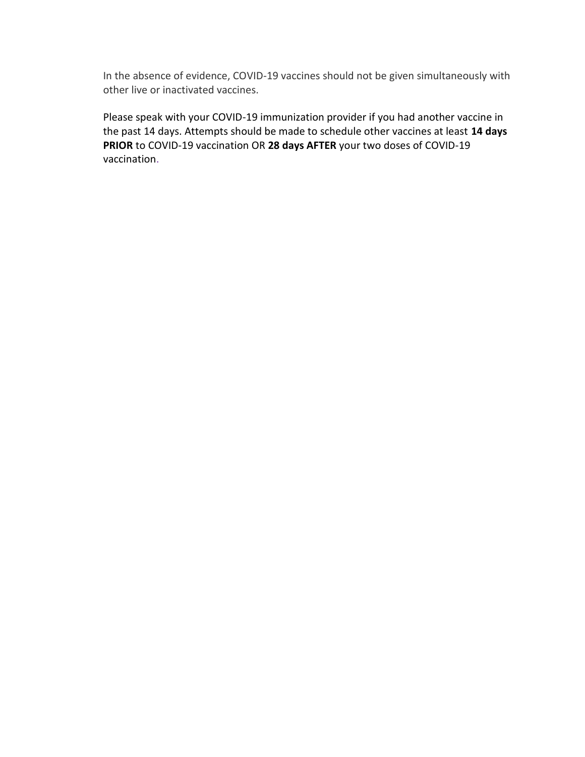In the absence of evidence, COVID-19 vaccines should not be given simultaneously with other live or inactivated vaccines.

Please speak with your COVID-19 immunization provider if you had another vaccine in the past 14 days. Attempts should be made to schedule other vaccines at least **14 days PRIOR** to COVID-19 vaccination OR **28 days AFTER** your two doses of COVID-19 vaccination.